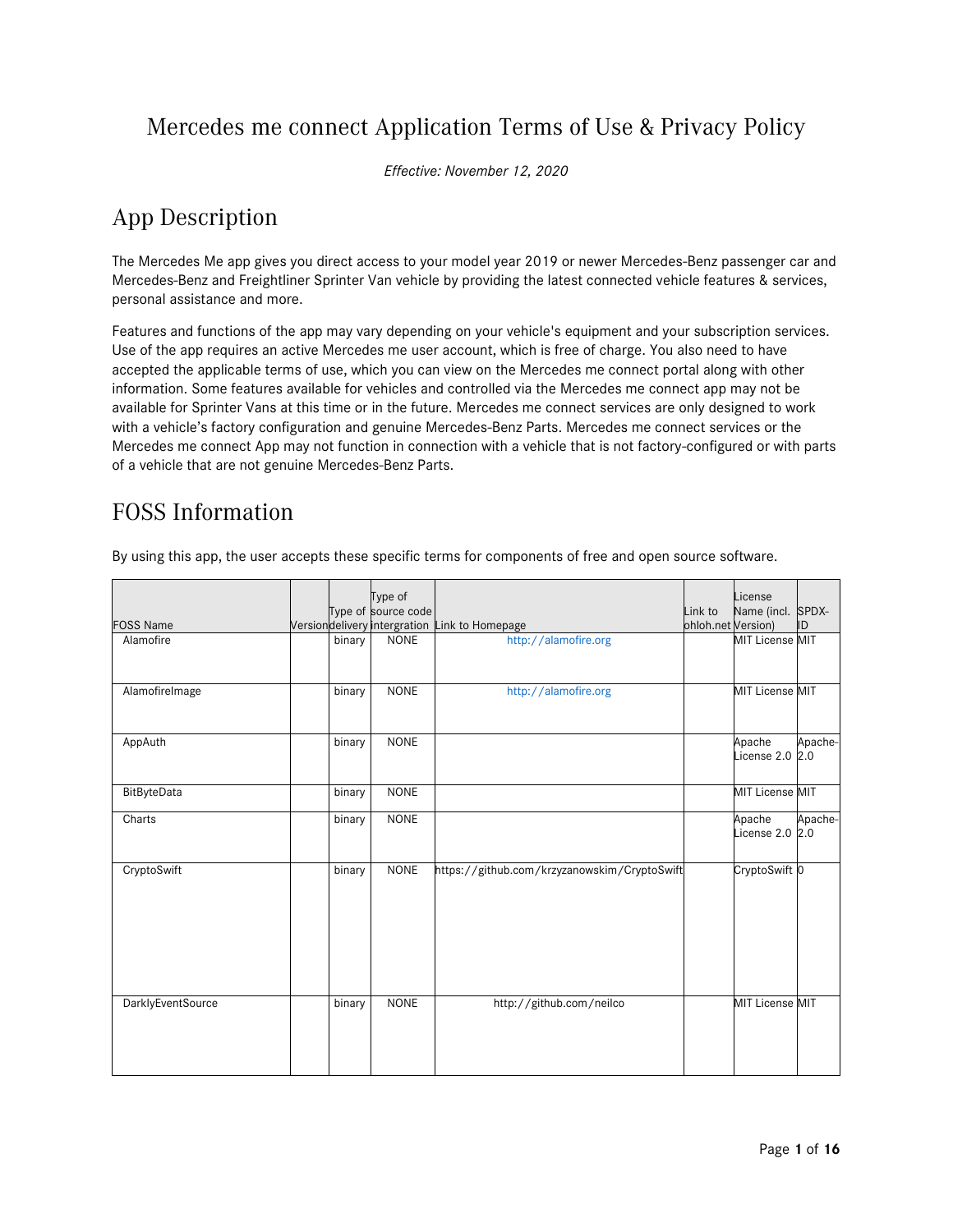# Mercedes me connect Application Terms of Use & Privacy Policy

*Effective: November 12, 2020*

## App Description

The Mercedes Me app gives you direct access to your model year 2019 or newer Mercedes-Benz passenger car and Mercedes-Benz and Freightliner Sprinter Van vehicle by providing the latest connected vehicle features & services, personal assistance and more.

Features and functions of the app may vary depending on your vehicle's equipment and your subscription services. Use of the app requires an active Mercedes me user account, which is free of charge. You also need to have accepted the applicable terms of use, which you can view on the Mercedes me connect portal along with other information. Some features available for vehicles and controlled via the Mercedes me connect app may not be available for Sprinter Vans at this time or in the future. Mercedes me connect services are only designed to work with a vehicle's factory configuration and genuine Mercedes-Benz Parts. Mercedes me connect services or the Mercedes me connect App may not function in connection with a vehicle that is not factory-configured or with parts of a vehicle that are not genuine Mercedes-Benz Parts.

## FOSS Information

By using this app, the user accepts these specific terms for components of free and open source software.

| FOSS Name | Version | Type of delivery | Type of source code intergration | Link to Homepage | Link to ohloh.net | License Name (incl. Version) | SPDX-ID |
|---|---|---|---|---|---|---|---|
| Alamofire | | binary | NONE | http://alamofire.org | | MIT License | MIT |
| AlamofireImage | | binary | NONE | http://alamofire.org | | MIT License | MIT |
| AppAuth | | binary | NONE | | | Apache License 2.0 | Apache-2.0 |
| BitByteData | | binary | NONE | | | MIT License | MIT |
| Charts | | binary | NONE | | | Apache License 2.0 | Apache-2.0 |
| CryptoSwift | | binary | NONE | https://github.com/krzyzanowskim/CryptoSwift | | CryptoSwift | 0 |
| DarklyEventSource | | binary | NONE | http://github.com/neilco | | MIT License | MIT |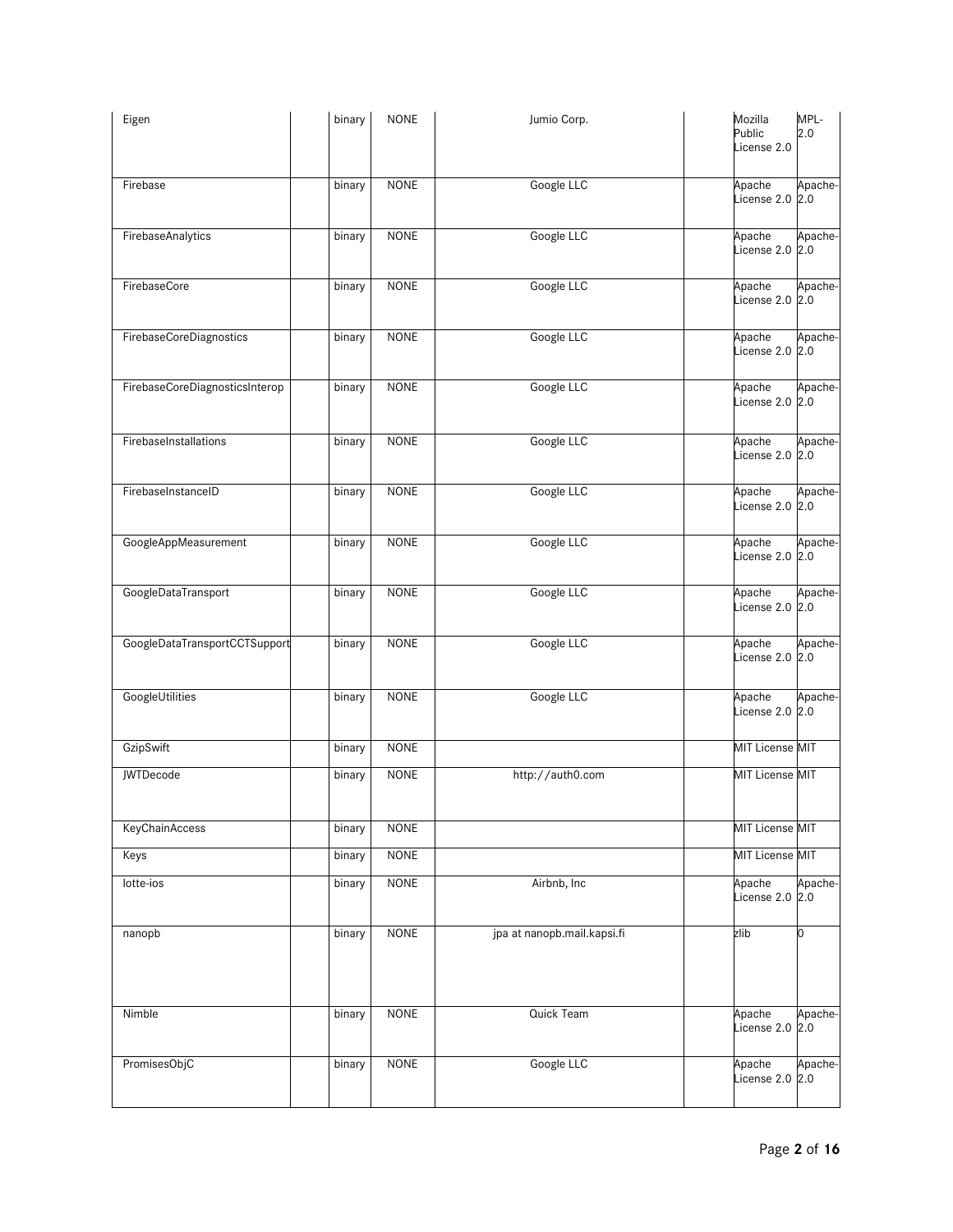| Eigen | | binary | NONE | Jumio Corp. | | Mozilla Public License 2.0 | MPL-2.0 |
|---|---|---|---|---|---|---|---|
| Firebase | | binary | NONE | Google LLC | | Apache License 2.0 | Apache-2.0 |
| FirebaseAnalytics | | binary | NONE | Google LLC | | Apache License 2.0 | Apache-2.0 |
| FirebaseCore | | binary | NONE | Google LLC | | Apache License 2.0 | Apache-2.0 |
| FirebaseCoreDiagnostics | | binary | NONE | Google LLC | | Apache License 2.0 | Apache-2.0 |
| FirebaseCoreDiagnosticsInterop | | binary | NONE | Google LLC | | Apache License 2.0 | Apache-2.0 |
| FirebaseInstallations | | binary | NONE | Google LLC | | Apache License 2.0 | Apache-2.0 |
| FirebaseInstanceID | | binary | NONE | Google LLC | | Apache License 2.0 | Apache-2.0 |
| GoogleAppMeasurement | | binary | NONE | Google LLC | | Apache License 2.0 | Apache-2.0 |
| GoogleDataTransport | | binary | NONE | Google LLC | | Apache License 2.0 | Apache-2.0 |
| GoogleDataTransportCCTSupport | | binary | NONE | Google LLC | | Apache License 2.0 | Apache-2.0 |
| GoogleUtilities | | binary | NONE | Google LLC | | Apache License 2.0 | Apache-2.0 |
| GzipSwift | | binary | NONE | | | MIT License | MIT |
| JWTDecode | | binary | NONE | http://auth0.com | | MIT License | MIT |
| KeyChainAccess | | binary | NONE | | | MIT License | MIT |
| Keys | | binary | NONE | | | MIT License | MIT |
| lotte-ios | | binary | NONE | Airbnb, Inc | | Apache License 2.0 | Apache-2.0 |
| nanopb | | binary | NONE | jpa at nanopb.mail.kapsi.fi | | zlib | 0 |
| Nimble | | binary | NONE | Quick Team | | Apache License 2.0 | Apache-2.0 |
| PromisesObjC | | binary | NONE | Google LLC | | Apache License 2.0 | Apache-2.0 |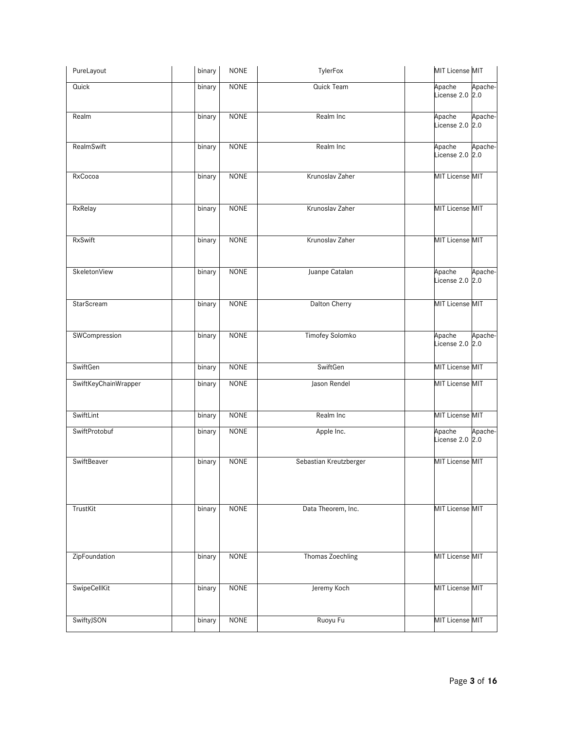| PureLayout | | binary | NONE | TylerFox | | MIT License | MIT |
|---|---|---|---|---|---|---|---|
| Quick | | binary | NONE | Quick Team | | Apache License 2.0 | Apache-2.0 |
| Realm | | binary | NONE | Realm Inc | | Apache License 2.0 | Apache-2.0 |
| RealmSwift | | binary | NONE | Realm Inc | | Apache License 2.0 | Apache-2.0 |
| RxCocoa | | binary | NONE | Krunoslav Zaher | | MIT License | MIT |
| RxRelay | | binary | NONE | Krunoslav Zaher | | MIT License | MIT |
| RxSwift | | binary | NONE | Krunoslav Zaher | | MIT License | MIT |
| SkeletonView | | binary | NONE | Juanpe Catalan | | Apache License 2.0 | Apache-2.0 |
| StarScream | | binary | NONE | Dalton Cherry | | MIT License | MIT |
| SWCompression | | binary | NONE | Timofey Solomko | | Apache License 2.0 | Apache-2.0 |
| SwiftGen | | binary | NONE | SwiftGen | | MIT License | MIT |
| SwiftKeyChainWrapper | | binary | NONE | Jason Rendel | | MIT License | MIT |
| SwiftLint | | binary | NONE | Realm Inc | | MIT License | MIT |
| SwiftProtobuf | | binary | NONE | Apple Inc. | | Apache License 2.0 | Apache-2.0 |
| SwiftBeaver | | binary | NONE | Sebastian Kreutzberger | | MIT License | MIT |
| TrustKit | | binary | NONE | Data Theorem, Inc. | | MIT License | MIT |
| ZipFoundation | | binary | NONE | Thomas Zoechling | | MIT License | MIT |
| SwipeCellKit | | binary | NONE | Jeremy Koch | | MIT License | MIT |
| SwiftyJSON | | binary | NONE | Ruoyu Fu | | MIT License | MIT |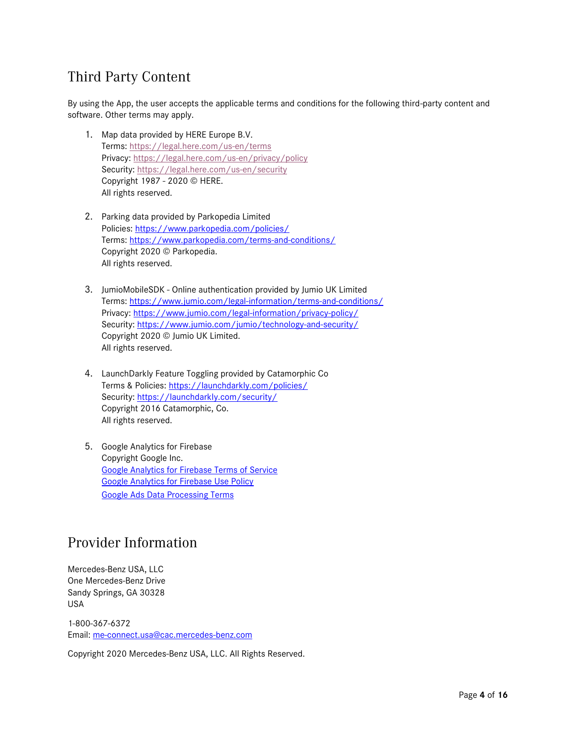## Third Party Content

By using the App, the user accepts the applicable terms and conditions for the following third-party content and software. Other terms may apply.

1. Map data provided by HERE Europe B.V.
   Terms: https://legal.here.com/us-en/terms
   Privacy: https://legal.here.com/us-en/privacy/policy
   Security: https://legal.here.com/us-en/security
   Copyright 1987 - 2020 © HERE.
   All rights reserved.

2. Parking data provided by Parkopedia Limited
   Policies: https://www.parkopedia.com/policies/
   Terms: https://www.parkopedia.com/terms-and-conditions/
   Copyright 2020 © Parkopedia.
   All rights reserved.

3. JumioMobileSDK - Online authentication provided by Jumio UK Limited
   Terms: https://www.jumio.com/legal-information/terms-and-conditions/
   Privacy: https://www.jumio.com/legal-information/privacy-policy/
   Security: https://www.jumio.com/jumio/technology-and-security/
   Copyright 2020 © Jumio UK Limited.
   All rights reserved.

4. LaunchDarkly Feature Toggling provided by Catamorphic Co
   Terms & Policies: https://launchdarkly.com/policies/
   Security: https://launchdarkly.com/security/
   Copyright 2016 Catamorphic, Co.
   All rights reserved.

5. Google Analytics for Firebase
   Copyright Google Inc.
   Google Analytics for Firebase Terms of Service
   Google Analytics for Firebase Use Policy
   Google Ads Data Processing Terms

## Provider Information

Mercedes-Benz USA, LLC
One Mercedes-Benz Drive
Sandy Springs, GA 30328
USA

1-800-367-6372
Email: me-connect.usa@cac.mercedes-benz.com

Copyright 2020 Mercedes-Benz USA, LLC. All Rights Reserved.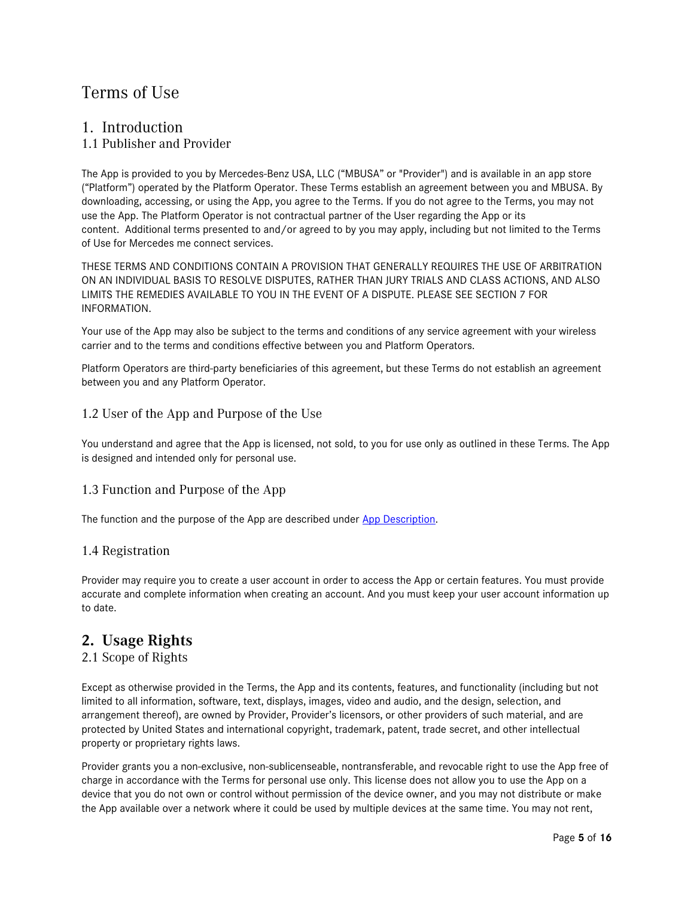# Terms of Use

## 1. Introduction

### 1.1 Publisher and Provider

The App is provided to you by Mercedes-Benz USA, LLC (“MBUSA” or "Provider") and is available in an app store (“Platform”) operated by the Platform Operator. These Terms establish an agreement between you and MBUSA. By downloading, accessing, or using the App, you agree to the Terms. If you do not agree to the Terms, you may not use the App. The Platform Operator is not contractual partner of the User regarding the App or its content. Additional terms presented to and/or agreed to by you may apply, including but not limited to the Terms of Use for Mercedes me connect services.

THESE TERMS AND CONDITIONS CONTAIN A PROVISION THAT GENERALLY REQUIRES THE USE OF ARBITRATION ON AN INDIVIDUAL BASIS TO RESOLVE DISPUTES, RATHER THAN JURY TRIALS AND CLASS ACTIONS, AND ALSO LIMITS THE REMEDIES AVAILABLE TO YOU IN THE EVENT OF A DISPUTE. PLEASE SEE SECTION 7 FOR INFORMATION.

Your use of the App may also be subject to the terms and conditions of any service agreement with your wireless carrier and to the terms and conditions effective between you and Platform Operators.

Platform Operators are third-party beneficiaries of this agreement, but these Terms do not establish an agreement between you and any Platform Operator.

### 1.2 User of the App and Purpose of the Use

You understand and agree that the App is licensed, not sold, to you for use only as outlined in these Terms. The App is designed and intended only for personal use.

### 1.3 Function and Purpose of the App

The function and the purpose of the App are described under [App Description].

### 1.4 Registration

Provider may require you to create a user account in order to access the App or certain features. You must provide accurate and complete information when creating an account. And you must keep your user account information up to date.

## 2. Usage Rights

### 2.1 Scope of Rights

Except as otherwise provided in the Terms, the App and its contents, features, and functionality (including but not limited to all information, software, text, displays, images, video and audio, and the design, selection, and arrangement thereof), are owned by Provider, Provider’s licensors, or other providers of such material, and are protected by United States and international copyright, trademark, patent, trade secret, and other intellectual property or proprietary rights laws.

Provider grants you a non-exclusive, non-sublicenseable, nontransferable, and revocable right to use the App free of charge in accordance with the Terms for personal use only. This license does not allow you to use the App on a device that you do not own or control without permission of the device owner, and you may not distribute or make the App available over a network where it could be used by multiple devices at the same time. You may not rent,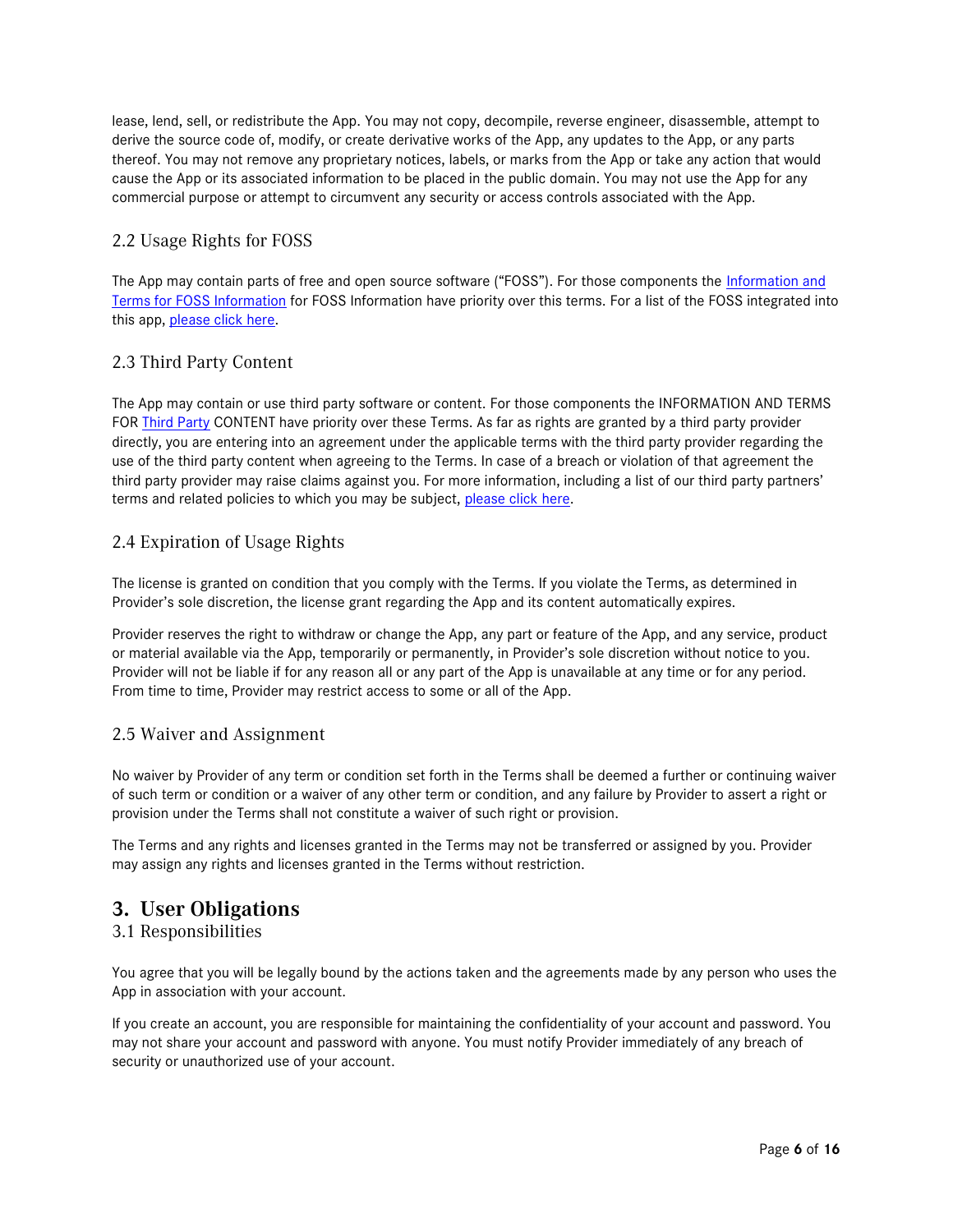lease, lend, sell, or redistribute the App. You may not copy, decompile, reverse engineer, disassemble, attempt to derive the source code of, modify, or create derivative works of the App, any updates to the App, or any parts thereof. You may not remove any proprietary notices, labels, or marks from the App or take any action that would cause the App or its associated information to be placed in the public domain. You may not use the App for any commercial purpose or attempt to circumvent any security or access controls associated with the App.

### 2.2 Usage Rights for FOSS

The App may contain parts of free and open source software ("FOSS"). For those components the [Information and Terms for FOSS Information]() for FOSS Information have priority over this terms. For a list of the FOSS integrated into this app, [please click here]().

### 2.3 Third Party Content

The App may contain or use third party software or content. For those components the INFORMATION AND TERMS FOR [Third Party]() CONTENT have priority over these Terms. As far as rights are granted by a third party provider directly, you are entering into an agreement under the applicable terms with the third party provider regarding the use of the third party content when agreeing to the Terms. In case of a breach or violation of that agreement the third party provider may raise claims against you. For more information, including a list of our third party partners' terms and related policies to which you may be subject, [please click here]().

### 2.4 Expiration of Usage Rights

The license is granted on condition that you comply with the Terms. If you violate the Terms, as determined in Provider's sole discretion, the license grant regarding the App and its content automatically expires.

Provider reserves the right to withdraw or change the App, any part or feature of the App, and any service, product or material available via the App, temporarily or permanently, in Provider's sole discretion without notice to you. Provider will not be liable if for any reason all or any part of the App is unavailable at any time or for any period. From time to time, Provider may restrict access to some or all of the App.

### 2.5 Waiver and Assignment

No waiver by Provider of any term or condition set forth in the Terms shall be deemed a further or continuing waiver of such term or condition or a waiver of any other term or condition, and any failure by Provider to assert a right or provision under the Terms shall not constitute a waiver of such right or provision.

The Terms and any rights and licenses granted in the Terms may not be transferred or assigned by you. Provider may assign any rights and licenses granted in the Terms without restriction.

## 3. User Obligations

### 3.1 Responsibilities

You agree that you will be legally bound by the actions taken and the agreements made by any person who uses the App in association with your account.

If you create an account, you are responsible for maintaining the confidentiality of your account and password. You may not share your account and password with anyone. You must notify Provider immediately of any breach of security or unauthorized use of your account.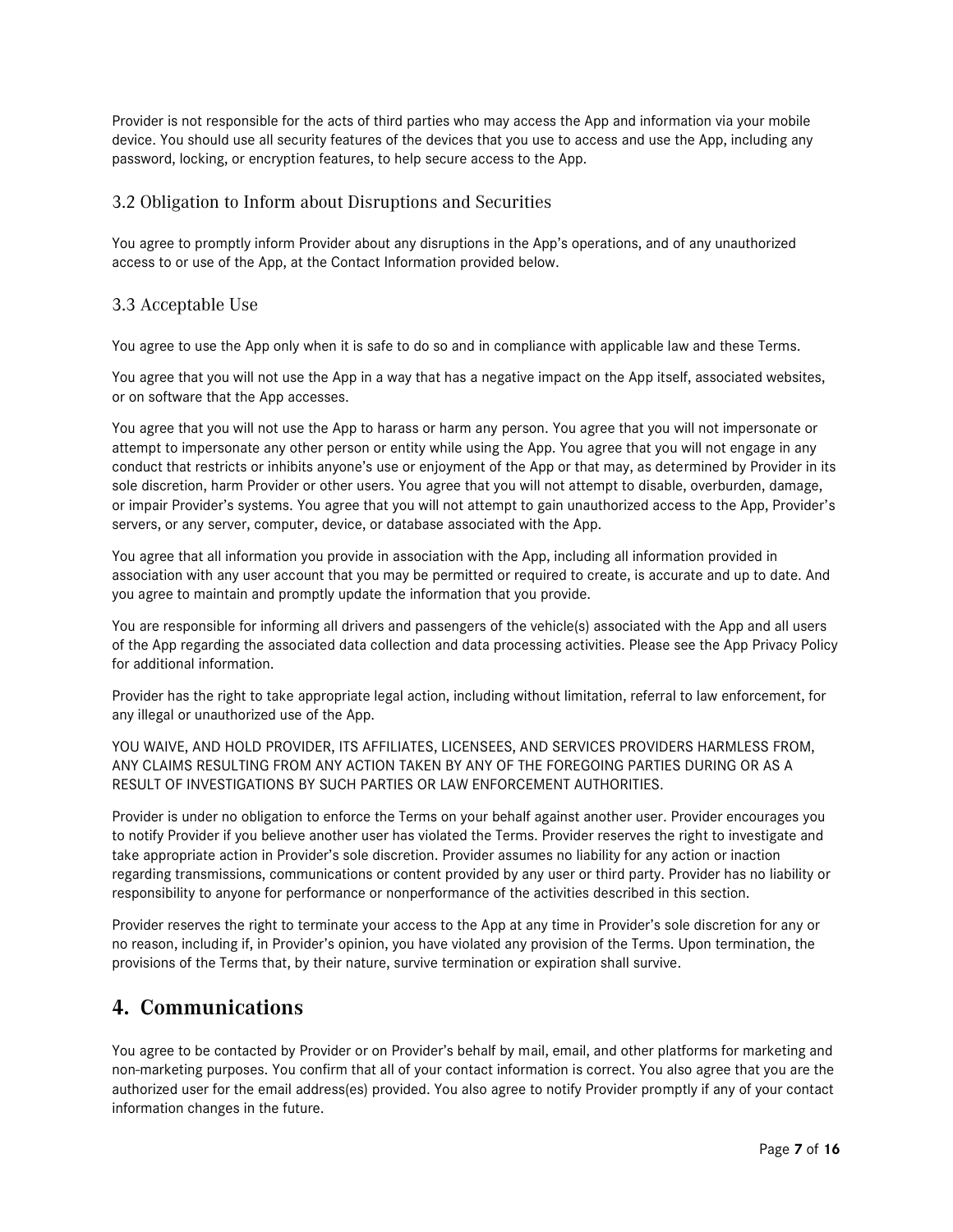Provider is not responsible for the acts of third parties who may access the App and information via your mobile device. You should use all security features of the devices that you use to access and use the App, including any password, locking, or encryption features, to help secure access to the App.

### 3.2 Obligation to Inform about Disruptions and Securities

You agree to promptly inform Provider about any disruptions in the App's operations, and of any unauthorized access to or use of the App, at the Contact Information provided below.

### 3.3 Acceptable Use

You agree to use the App only when it is safe to do so and in compliance with applicable law and these Terms.

You agree that you will not use the App in a way that has a negative impact on the App itself, associated websites, or on software that the App accesses.

You agree that you will not use the App to harass or harm any person. You agree that you will not impersonate or attempt to impersonate any other person or entity while using the App. You agree that you will not engage in any conduct that restricts or inhibits anyone's use or enjoyment of the App or that may, as determined by Provider in its sole discretion, harm Provider or other users. You agree that you will not attempt to disable, overburden, damage, or impair Provider's systems. You agree that you will not attempt to gain unauthorized access to the App, Provider's servers, or any server, computer, device, or database associated with the App.

You agree that all information you provide in association with the App, including all information provided in association with any user account that you may be permitted or required to create, is accurate and up to date. And you agree to maintain and promptly update the information that you provide.

You are responsible for informing all drivers and passengers of the vehicle(s) associated with the App and all users of the App regarding the associated data collection and data processing activities. Please see the App Privacy Policy for additional information.

Provider has the right to take appropriate legal action, including without limitation, referral to law enforcement, for any illegal or unauthorized use of the App.

YOU WAIVE, AND HOLD PROVIDER, ITS AFFILIATES, LICENSEES, AND SERVICES PROVIDERS HARMLESS FROM, ANY CLAIMS RESULTING FROM ANY ACTION TAKEN BY ANY OF THE FOREGOING PARTIES DURING OR AS A RESULT OF INVESTIGATIONS BY SUCH PARTIES OR LAW ENFORCEMENT AUTHORITIES.

Provider is under no obligation to enforce the Terms on your behalf against another user. Provider encourages you to notify Provider if you believe another user has violated the Terms. Provider reserves the right to investigate and take appropriate action in Provider's sole discretion. Provider assumes no liability for any action or inaction regarding transmissions, communications or content provided by any user or third party. Provider has no liability or responsibility to anyone for performance or nonperformance of the activities described in this section.

Provider reserves the right to terminate your access to the App at any time in Provider's sole discretion for any or no reason, including if, in Provider's opinion, you have violated any provision of the Terms. Upon termination, the provisions of the Terms that, by their nature, survive termination or expiration shall survive.

## 4. Communications

You agree to be contacted by Provider or on Provider's behalf by mail, email, and other platforms for marketing and non-marketing purposes. You confirm that all of your contact information is correct. You also agree that you are the authorized user for the email address(es) provided. You also agree to notify Provider promptly if any of your contact information changes in the future.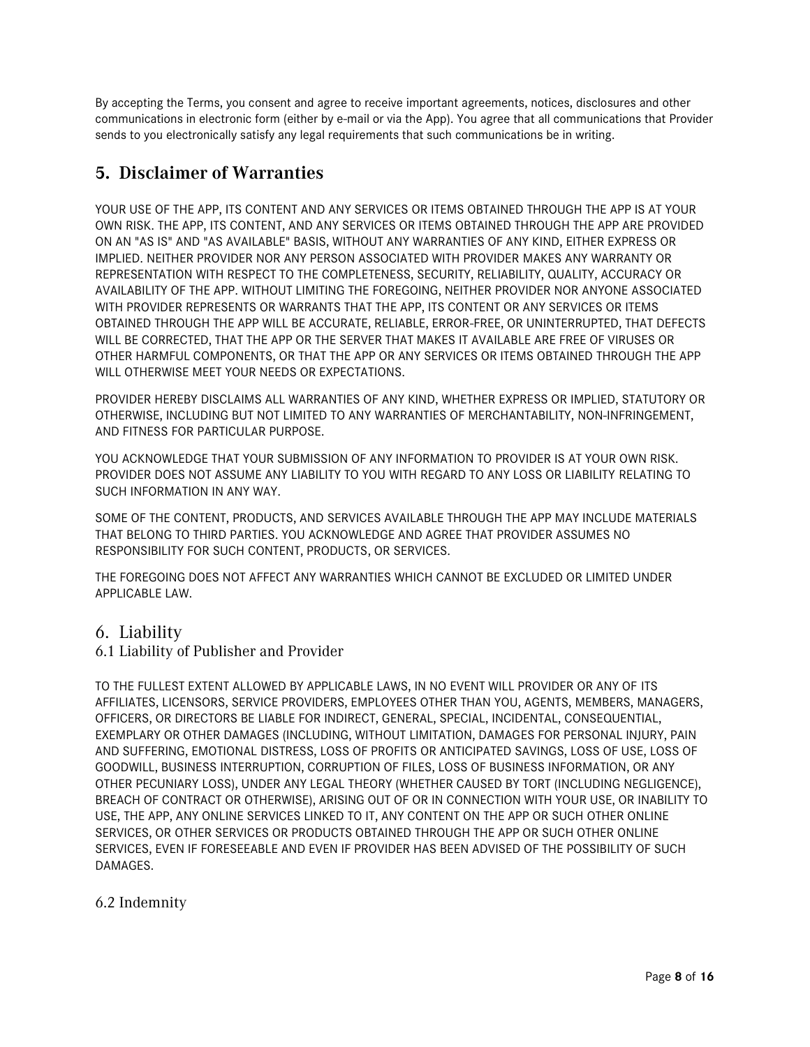By accepting the Terms, you consent and agree to receive important agreements, notices, disclosures and other communications in electronic form (either by e-mail or via the App). You agree that all communications that Provider sends to you electronically satisfy any legal requirements that such communications be in writing.

## 5. Disclaimer of Warranties

YOUR USE OF THE APP, ITS CONTENT AND ANY SERVICES OR ITEMS OBTAINED THROUGH THE APP IS AT YOUR OWN RISK. THE APP, ITS CONTENT, AND ANY SERVICES OR ITEMS OBTAINED THROUGH THE APP ARE PROVIDED ON AN "AS IS" AND "AS AVAILABLE" BASIS, WITHOUT ANY WARRANTIES OF ANY KIND, EITHER EXPRESS OR IMPLIED. NEITHER PROVIDER NOR ANY PERSON ASSOCIATED WITH PROVIDER MAKES ANY WARRANTY OR REPRESENTATION WITH RESPECT TO THE COMPLETENESS, SECURITY, RELIABILITY, QUALITY, ACCURACY OR AVAILABILITY OF THE APP. WITHOUT LIMITING THE FOREGOING, NEITHER PROVIDER NOR ANYONE ASSOCIATED WITH PROVIDER REPRESENTS OR WARRANTS THAT THE APP, ITS CONTENT OR ANY SERVICES OR ITEMS OBTAINED THROUGH THE APP WILL BE ACCURATE, RELIABLE, ERROR-FREE, OR UNINTERRUPTED, THAT DEFECTS WILL BE CORRECTED, THAT THE APP OR THE SERVER THAT MAKES IT AVAILABLE ARE FREE OF VIRUSES OR OTHER HARMFUL COMPONENTS, OR THAT THE APP OR ANY SERVICES OR ITEMS OBTAINED THROUGH THE APP WILL OTHERWISE MEET YOUR NEEDS OR EXPECTATIONS.

PROVIDER HEREBY DISCLAIMS ALL WARRANTIES OF ANY KIND, WHETHER EXPRESS OR IMPLIED, STATUTORY OR OTHERWISE, INCLUDING BUT NOT LIMITED TO ANY WARRANTIES OF MERCHANTABILITY, NON-INFRINGEMENT, AND FITNESS FOR PARTICULAR PURPOSE.

YOU ACKNOWLEDGE THAT YOUR SUBMISSION OF ANY INFORMATION TO PROVIDER IS AT YOUR OWN RISK. PROVIDER DOES NOT ASSUME ANY LIABILITY TO YOU WITH REGARD TO ANY LOSS OR LIABILITY RELATING TO SUCH INFORMATION IN ANY WAY.

SOME OF THE CONTENT, PRODUCTS, AND SERVICES AVAILABLE THROUGH THE APP MAY INCLUDE MATERIALS THAT BELONG TO THIRD PARTIES. YOU ACKNOWLEDGE AND AGREE THAT PROVIDER ASSUMES NO RESPONSIBILITY FOR SUCH CONTENT, PRODUCTS, OR SERVICES.

THE FOREGOING DOES NOT AFFECT ANY WARRANTIES WHICH CANNOT BE EXCLUDED OR LIMITED UNDER APPLICABLE LAW.

## 6. Liability

### 6.1 Liability of Publisher and Provider

TO THE FULLEST EXTENT ALLOWED BY APPLICABLE LAWS, IN NO EVENT WILL PROVIDER OR ANY OF ITS AFFILIATES, LICENSORS, SERVICE PROVIDERS, EMPLOYEES OTHER THAN YOU, AGENTS, MEMBERS, MANAGERS, OFFICERS, OR DIRECTORS BE LIABLE FOR INDIRECT, GENERAL, SPECIAL, INCIDENTAL, CONSEQUENTIAL, EXEMPLARY OR OTHER DAMAGES (INCLUDING, WITHOUT LIMITATION, DAMAGES FOR PERSONAL INJURY, PAIN AND SUFFERING, EMOTIONAL DISTRESS, LOSS OF PROFITS OR ANTICIPATED SAVINGS, LOSS OF USE, LOSS OF GOODWILL, BUSINESS INTERRUPTION, CORRUPTION OF FILES, LOSS OF BUSINESS INFORMATION, OR ANY OTHER PECUNIARY LOSS), UNDER ANY LEGAL THEORY (WHETHER CAUSED BY TORT (INCLUDING NEGLIGENCE), BREACH OF CONTRACT OR OTHERWISE), ARISING OUT OF OR IN CONNECTION WITH YOUR USE, OR INABILITY TO USE, THE APP, ANY ONLINE SERVICES LINKED TO IT, ANY CONTENT ON THE APP OR SUCH OTHER ONLINE SERVICES, OR OTHER SERVICES OR PRODUCTS OBTAINED THROUGH THE APP OR SUCH OTHER ONLINE SERVICES, EVEN IF FORESEEABLE AND EVEN IF PROVIDER HAS BEEN ADVISED OF THE POSSIBILITY OF SUCH DAMAGES.

### 6.2 Indemnity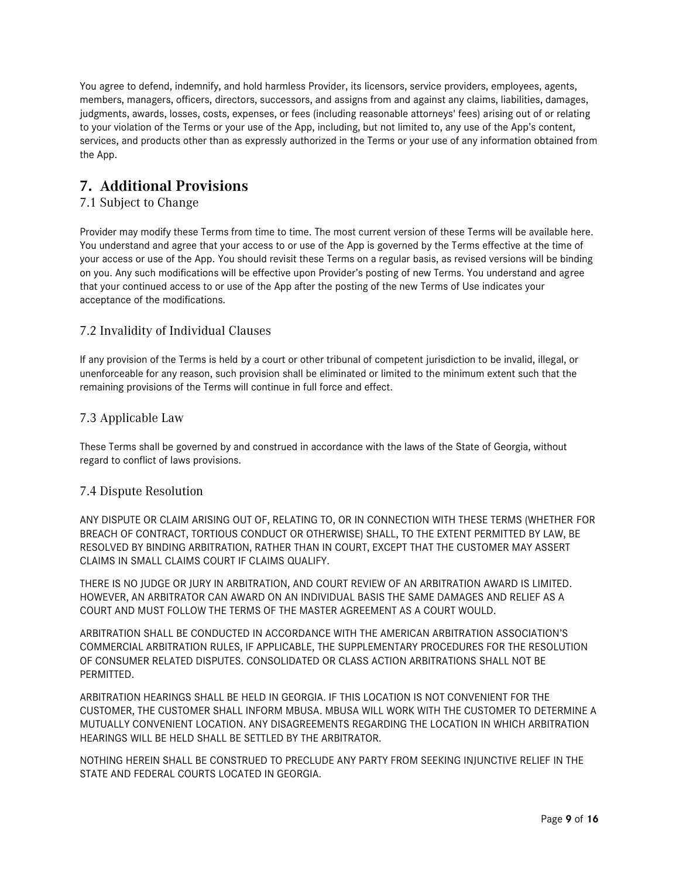You agree to defend, indemnify, and hold harmless Provider, its licensors, service providers, employees, agents, members, managers, officers, directors, successors, and assigns from and against any claims, liabilities, damages, judgments, awards, losses, costs, expenses, or fees (including reasonable attorneys' fees) arising out of or relating to your violation of the Terms or your use of the App, including, but not limited to, any use of the App's content, services, and products other than as expressly authorized in the Terms or your use of any information obtained from the App.

## 7. Additional Provisions

### 7.1 Subject to Change

Provider may modify these Terms from time to time. The most current version of these Terms will be available here. You understand and agree that your access to or use of the App is governed by the Terms effective at the time of your access or use of the App. You should revisit these Terms on a regular basis, as revised versions will be binding on you. Any such modifications will be effective upon Provider's posting of new Terms. You understand and agree that your continued access to or use of the App after the posting of the new Terms of Use indicates your acceptance of the modifications.

### 7.2 Invalidity of Individual Clauses

If any provision of the Terms is held by a court or other tribunal of competent jurisdiction to be invalid, illegal, or unenforceable for any reason, such provision shall be eliminated or limited to the minimum extent such that the remaining provisions of the Terms will continue in full force and effect.

### 7.3 Applicable Law

These Terms shall be governed by and construed in accordance with the laws of the State of Georgia, without regard to conflict of laws provisions.

### 7.4 Dispute Resolution

ANY DISPUTE OR CLAIM ARISING OUT OF, RELATING TO, OR IN CONNECTION WITH THESE TERMS (WHETHER FOR BREACH OF CONTRACT, TORTIOUS CONDUCT OR OTHERWISE) SHALL, TO THE EXTENT PERMITTED BY LAW, BE RESOLVED BY BINDING ARBITRATION, RATHER THAN IN COURT, EXCEPT THAT THE CUSTOMER MAY ASSERT CLAIMS IN SMALL CLAIMS COURT IF CLAIMS QUALIFY.

THERE IS NO JUDGE OR JURY IN ARBITRATION, AND COURT REVIEW OF AN ARBITRATION AWARD IS LIMITED. HOWEVER, AN ARBITRATOR CAN AWARD ON AN INDIVIDUAL BASIS THE SAME DAMAGES AND RELIEF AS A COURT AND MUST FOLLOW THE TERMS OF THE MASTER AGREEMENT AS A COURT WOULD.

ARBITRATION SHALL BE CONDUCTED IN ACCORDANCE WITH THE AMERICAN ARBITRATION ASSOCIATION'S COMMERCIAL ARBITRATION RULES, IF APPLICABLE, THE SUPPLEMENTARY PROCEDURES FOR THE RESOLUTION OF CONSUMER RELATED DISPUTES. CONSOLIDATED OR CLASS ACTION ARBITRATIONS SHALL NOT BE PERMITTED.

ARBITRATION HEARINGS SHALL BE HELD IN GEORGIA. IF THIS LOCATION IS NOT CONVENIENT FOR THE CUSTOMER, THE CUSTOMER SHALL INFORM MBUSA. MBUSA WILL WORK WITH THE CUSTOMER TO DETERMINE A MUTUALLY CONVENIENT LOCATION. ANY DISAGREEMENTS REGARDING THE LOCATION IN WHICH ARBITRATION HEARINGS WILL BE HELD SHALL BE SETTLED BY THE ARBITRATOR.

NOTHING HEREIN SHALL BE CONSTRUED TO PRECLUDE ANY PARTY FROM SEEKING INJUNCTIVE RELIEF IN THE STATE AND FEDERAL COURTS LOCATED IN GEORGIA.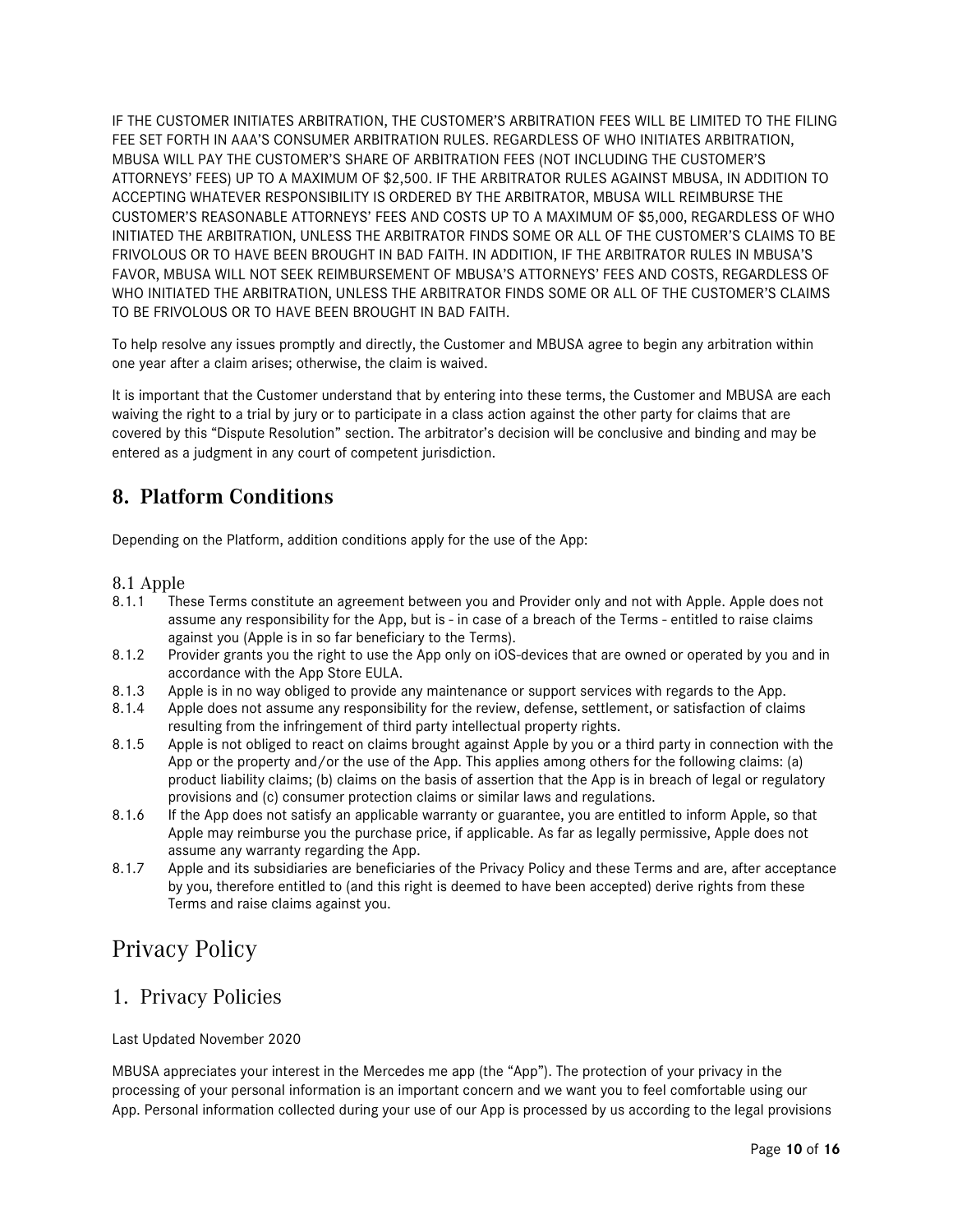IF THE CUSTOMER INITIATES ARBITRATION, THE CUSTOMER'S ARBITRATION FEES WILL BE LIMITED TO THE FILING FEE SET FORTH IN AAA'S CONSUMER ARBITRATION RULES. REGARDLESS OF WHO INITIATES ARBITRATION, MBUSA WILL PAY THE CUSTOMER'S SHARE OF ARBITRATION FEES (NOT INCLUDING THE CUSTOMER'S ATTORNEYS' FEES) UP TO A MAXIMUM OF $2,500. IF THE ARBITRATOR RULES AGAINST MBUSA, IN ADDITION TO ACCEPTING WHATEVER RESPONSIBILITY IS ORDERED BY THE ARBITRATOR, MBUSA WILL REIMBURSE THE CUSTOMER'S REASONABLE ATTORNEYS' FEES AND COSTS UP TO A MAXIMUM OF $5,000, REGARDLESS OF WHO INITIATED THE ARBITRATION, UNLESS THE ARBITRATOR FINDS SOME OR ALL OF THE CUSTOMER'S CLAIMS TO BE FRIVOLOUS OR TO HAVE BEEN BROUGHT IN BAD FAITH. IN ADDITION, IF THE ARBITRATOR RULES IN MBUSA'S FAVOR, MBUSA WILL NOT SEEK REIMBURSEMENT OF MBUSA'S ATTORNEYS' FEES AND COSTS, REGARDLESS OF WHO INITIATED THE ARBITRATION, UNLESS THE ARBITRATOR FINDS SOME OR ALL OF THE CUSTOMER'S CLAIMS TO BE FRIVOLOUS OR TO HAVE BEEN BROUGHT IN BAD FAITH.

To help resolve any issues promptly and directly, the Customer and MBUSA agree to begin any arbitration within one year after a claim arises; otherwise, the claim is waived.

It is important that the Customer understand that by entering into these terms, the Customer and MBUSA are each waiving the right to a trial by jury or to participate in a class action against the other party for claims that are covered by this "Dispute Resolution" section. The arbitrator's decision will be conclusive and binding and may be entered as a judgment in any court of competent jurisdiction.

## 8. Platform Conditions

Depending on the Platform, addition conditions apply for the use of the App:

### 8.1 Apple

8.1.1 These Terms constitute an agreement between you and Provider only and not with Apple. Apple does not assume any responsibility for the App, but is - in case of a breach of the Terms - entitled to raise claims against you (Apple is in so far beneficiary to the Terms).

8.1.2 Provider grants you the right to use the App only on iOS-devices that are owned or operated by you and in accordance with the App Store EULA.

8.1.3 Apple is in no way obliged to provide any maintenance or support services with regards to the App.

8.1.4 Apple does not assume any responsibility for the review, defense, settlement, or satisfaction of claims resulting from the infringement of third party intellectual property rights.

8.1.5 Apple is not obliged to react on claims brought against Apple by you or a third party in connection with the App or the property and/or the use of the App. This applies among others for the following claims: (a) product liability claims; (b) claims on the basis of assertion that the App is in breach of legal or regulatory provisions and (c) consumer protection claims or similar laws and regulations.

8.1.6 If the App does not satisfy an applicable warranty or guarantee, you are entitled to inform Apple, so that Apple may reimburse you the purchase price, if applicable. As far as legally permissive, Apple does not assume any warranty regarding the App.

8.1.7 Apple and its subsidiaries are beneficiaries of the Privacy Policy and these Terms and are, after acceptance by you, therefore entitled to (and this right is deemed to have been accepted) derive rights from these Terms and raise claims against you.

# Privacy Policy

## 1. Privacy Policies

Last Updated November 2020

MBUSA appreciates your interest in the Mercedes me app (the "App"). The protection of your privacy in the processing of your personal information is an important concern and we want you to feel comfortable using our App. Personal information collected during your use of our App is processed by us according to the legal provisions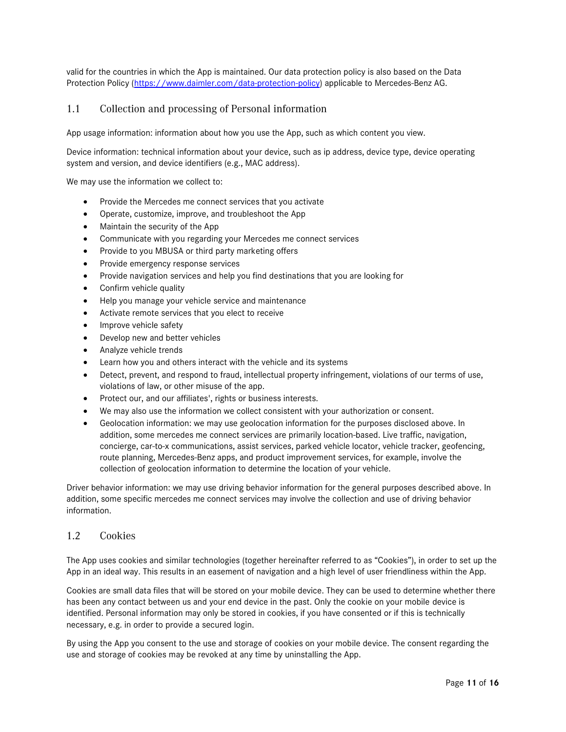valid for the countries in which the App is maintained. Our data protection policy is also based on the Data Protection Policy (https://www.daimler.com/data-protection-policy) applicable to Mercedes-Benz AG.

## 1.1 Collection and processing of Personal information

App usage information: information about how you use the App, such as which content you view.

Device information: technical information about your device, such as ip address, device type, device operating system and version, and device identifiers (e.g., MAC address).

We may use the information we collect to:

- Provide the Mercedes me connect services that you activate
- Operate, customize, improve, and troubleshoot the App
- Maintain the security of the App
- Communicate with you regarding your Mercedes me connect services
- Provide to you MBUSA or third party marketing offers
- Provide emergency response services
- Provide navigation services and help you find destinations that you are looking for
- Confirm vehicle quality
- Help you manage your vehicle service and maintenance
- Activate remote services that you elect to receive
- Improve vehicle safety
- Develop new and better vehicles
- Analyze vehicle trends
- Learn how you and others interact with the vehicle and its systems
- Detect, prevent, and respond to fraud, intellectual property infringement, violations of our terms of use, violations of law, or other misuse of the app.
- Protect our, and our affiliates', rights or business interests.
- We may also use the information we collect consistent with your authorization or consent.
- Geolocation information: we may use geolocation information for the purposes disclosed above. In addition, some mercedes me connect services are primarily location-based. Live traffic, navigation, concierge, car-to-x communications, assist services, parked vehicle locator, vehicle tracker, geofencing, route planning, Mercedes-Benz apps, and product improvement services, for example, involve the collection of geolocation information to determine the location of your vehicle.

Driver behavior information: we may use driving behavior information for the general purposes described above. In addition, some specific mercedes me connect services may involve the collection and use of driving behavior information.

## 1.2 Cookies

The App uses cookies and similar technologies (together hereinafter referred to as "Cookies"), in order to set up the App in an ideal way. This results in an easement of navigation and a high level of user friendliness within the App.

Cookies are small data files that will be stored on your mobile device. They can be used to determine whether there has been any contact between us and your end device in the past. Only the cookie on your mobile device is identified. Personal information may only be stored in cookies, if you have consented or if this is technically necessary, e.g. in order to provide a secured login.

By using the App you consent to the use and storage of cookies on your mobile device. The consent regarding the use and storage of cookies may be revoked at any time by uninstalling the App.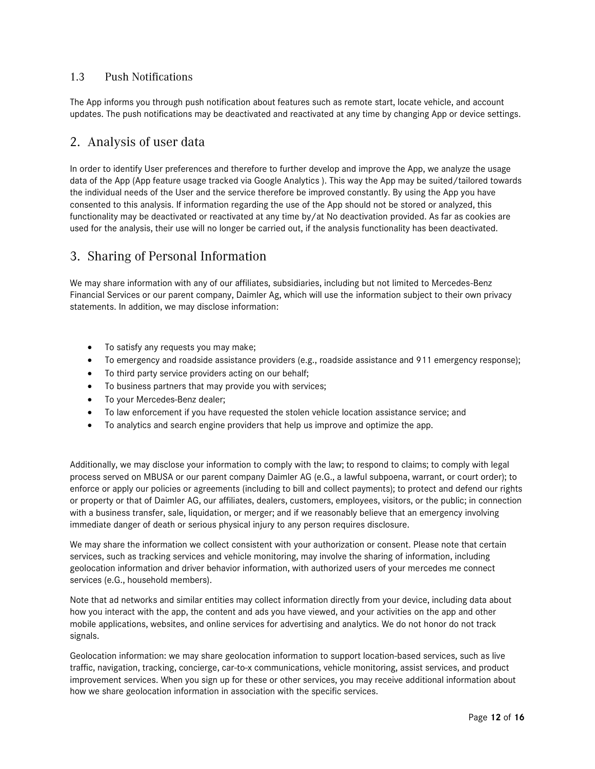### 1.3 Push Notifications

The App informs you through push notification about features such as remote start, locate vehicle, and account updates. The push notifications may be deactivated and reactivated at any time by changing App or device settings.

## 2. Analysis of user data

In order to identify User preferences and therefore to further develop and improve the App, we analyze the usage data of the App (App feature usage tracked via Google Analytics ). This way the App may be suited/tailored towards the individual needs of the User and the service therefore be improved constantly. By using the App you have consented to this analysis. If information regarding the use of the App should not be stored or analyzed, this functionality may be deactivated or reactivated at any time by/at No deactivation provided. As far as cookies are used for the analysis, their use will no longer be carried out, if the analysis functionality has been deactivated.

## 3. Sharing of Personal Information

We may share information with any of our affiliates, subsidiaries, including but not limited to Mercedes-Benz Financial Services or our parent company, Daimler Ag, which will use the information subject to their own privacy statements. In addition, we may disclose information:

- To satisfy any requests you may make;
- To emergency and roadside assistance providers (e.g., roadside assistance and 911 emergency response);
- To third party service providers acting on our behalf;
- To business partners that may provide you with services;
- To your Mercedes-Benz dealer;
- To law enforcement if you have requested the stolen vehicle location assistance service; and
- To analytics and search engine providers that help us improve and optimize the app.

Additionally, we may disclose your information to comply with the law; to respond to claims; to comply with legal process served on MBUSA or our parent company Daimler AG (e.G., a lawful subpoena, warrant, or court order); to enforce or apply our policies or agreements (including to bill and collect payments); to protect and defend our rights or property or that of Daimler AG, our affiliates, dealers, customers, employees, visitors, or the public; in connection with a business transfer, sale, liquidation, or merger; and if we reasonably believe that an emergency involving immediate danger of death or serious physical injury to any person requires disclosure.

We may share the information we collect consistent with your authorization or consent. Please note that certain services, such as tracking services and vehicle monitoring, may involve the sharing of information, including geolocation information and driver behavior information, with authorized users of your mercedes me connect services (e.G., household members).

Note that ad networks and similar entities may collect information directly from your device, including data about how you interact with the app, the content and ads you have viewed, and your activities on the app and other mobile applications, websites, and online services for advertising and analytics. We do not honor do not track signals.

Geolocation information: we may share geolocation information to support location-based services, such as live traffic, navigation, tracking, concierge, car-to-x communications, vehicle monitoring, assist services, and product improvement services. When you sign up for these or other services, you may receive additional information about how we share geolocation information in association with the specific services.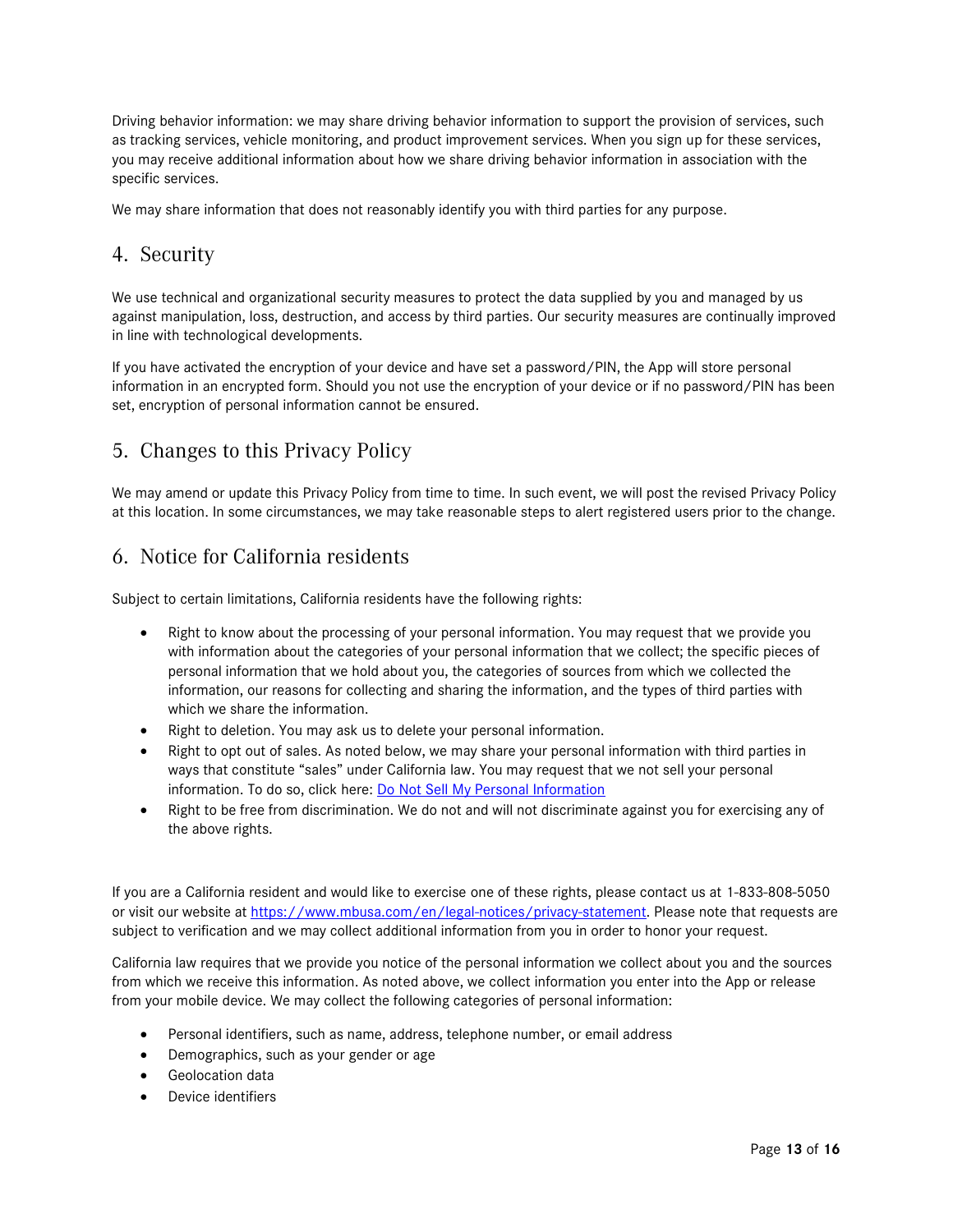Driving behavior information: we may share driving behavior information to support the provision of services, such as tracking services, vehicle monitoring, and product improvement services. When you sign up for these services, you may receive additional information about how we share driving behavior information in association with the specific services.

We may share information that does not reasonably identify you with third parties for any purpose.

## 4. Security

We use technical and organizational security measures to protect the data supplied by you and managed by us against manipulation, loss, destruction, and access by third parties. Our security measures are continually improved in line with technological developments.

If you have activated the encryption of your device and have set a password/PIN, the App will store personal information in an encrypted form. Should you not use the encryption of your device or if no password/PIN has been set, encryption of personal information cannot be ensured.

## 5. Changes to this Privacy Policy

We may amend or update this Privacy Policy from time to time. In such event, we will post the revised Privacy Policy at this location. In some circumstances, we may take reasonable steps to alert registered users prior to the change.

## 6. Notice for California residents

Subject to certain limitations, California residents have the following rights:

- Right to know about the processing of your personal information. You may request that we provide you with information about the categories of your personal information that we collect; the specific pieces of personal information that we hold about you, the categories of sources from which we collected the information, our reasons for collecting and sharing the information, and the types of third parties with which we share the information.
- Right to deletion. You may ask us to delete your personal information.
- Right to opt out of sales. As noted below, we may share your personal information with third parties in ways that constitute "sales" under California law. You may request that we not sell your personal information. To do so, click here: Do Not Sell My Personal Information
- Right to be free from discrimination. We do not and will not discriminate against you for exercising any of the above rights.

If you are a California resident and would like to exercise one of these rights, please contact us at 1-833-808-5050 or visit our website at https://www.mbusa.com/en/legal-notices/privacy-statement. Please note that requests are subject to verification and we may collect additional information from you in order to honor your request.

California law requires that we provide you notice of the personal information we collect about you and the sources from which we receive this information. As noted above, we collect information you enter into the App or release from your mobile device. We may collect the following categories of personal information:

- Personal identifiers, such as name, address, telephone number, or email address
- Demographics, such as your gender or age
- Geolocation data
- Device identifiers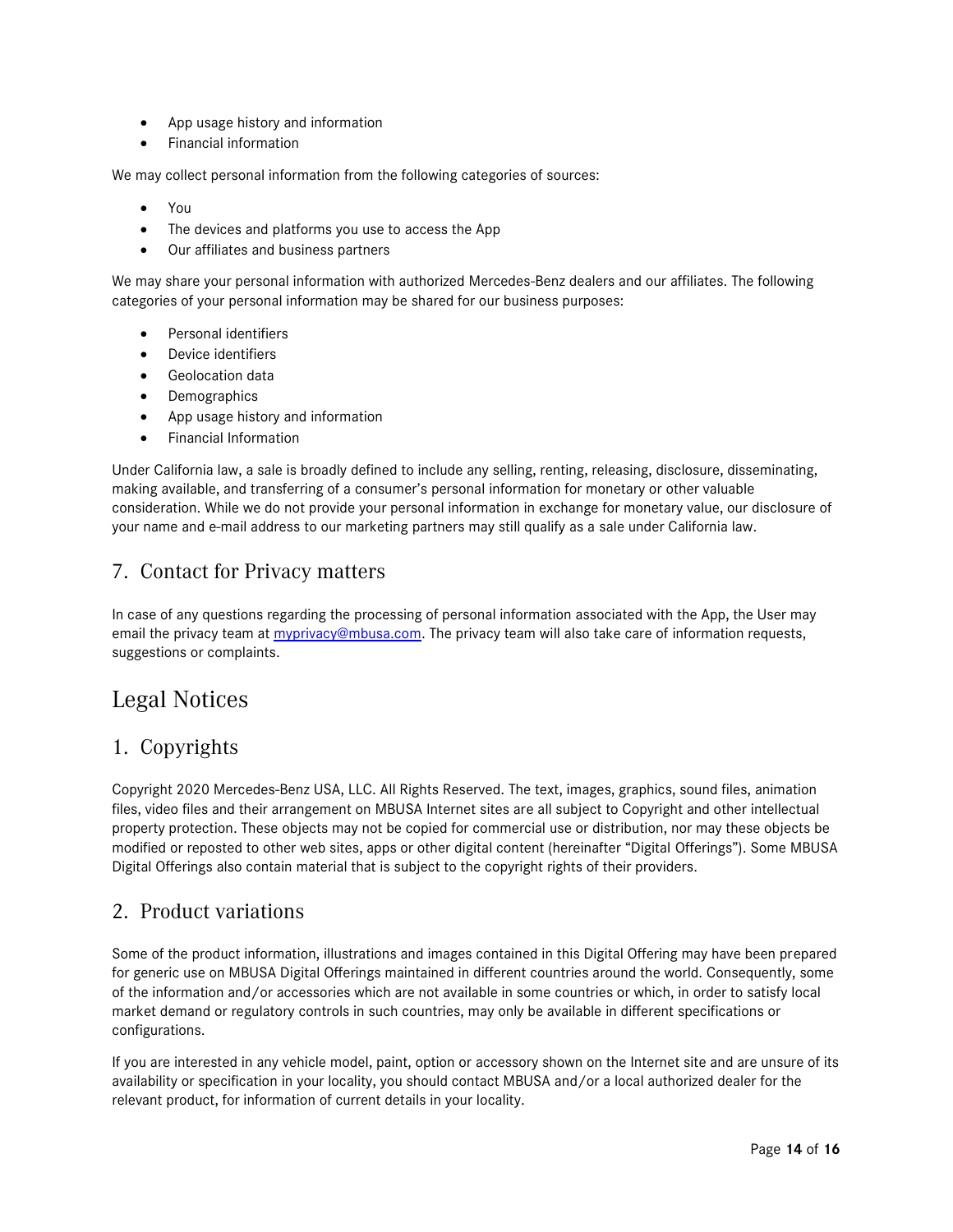- App usage history and information
- Financial information

We may collect personal information from the following categories of sources:

- You
- The devices and platforms you use to access the App
- Our affiliates and business partners

We may share your personal information with authorized Mercedes-Benz dealers and our affiliates. The following categories of your personal information may be shared for our business purposes:

- Personal identifiers
- Device identifiers
- Geolocation data
- Demographics
- App usage history and information
- Financial Information

Under California law, a sale is broadly defined to include any selling, renting, releasing, disclosure, disseminating, making available, and transferring of a consumer's personal information for monetary or other valuable consideration. While we do not provide your personal information in exchange for monetary value, our disclosure of your name and e-mail address to our marketing partners may still qualify as a sale under California law.

## 7. Contact for Privacy matters

In case of any questions regarding the processing of personal information associated with the App, the User may email the privacy team at myprivacy@mbusa.com. The privacy team will also take care of information requests, suggestions or complaints.

# Legal Notices

## 1. Copyrights

Copyright 2020 Mercedes-Benz USA, LLC. All Rights Reserved. The text, images, graphics, sound files, animation files, video files and their arrangement on MBUSA Internet sites are all subject to Copyright and other intellectual property protection. These objects may not be copied for commercial use or distribution, nor may these objects be modified or reposted to other web sites, apps or other digital content (hereinafter "Digital Offerings"). Some MBUSA Digital Offerings also contain material that is subject to the copyright rights of their providers.

## 2. Product variations

Some of the product information, illustrations and images contained in this Digital Offering may have been prepared for generic use on MBUSA Digital Offerings maintained in different countries around the world. Consequently, some of the information and/or accessories which are not available in some countries or which, in order to satisfy local market demand or regulatory controls in such countries, may only be available in different specifications or configurations.

If you are interested in any vehicle model, paint, option or accessory shown on the Internet site and are unsure of its availability or specification in your locality, you should contact MBUSA and/or a local authorized dealer for the relevant product, for information of current details in your locality.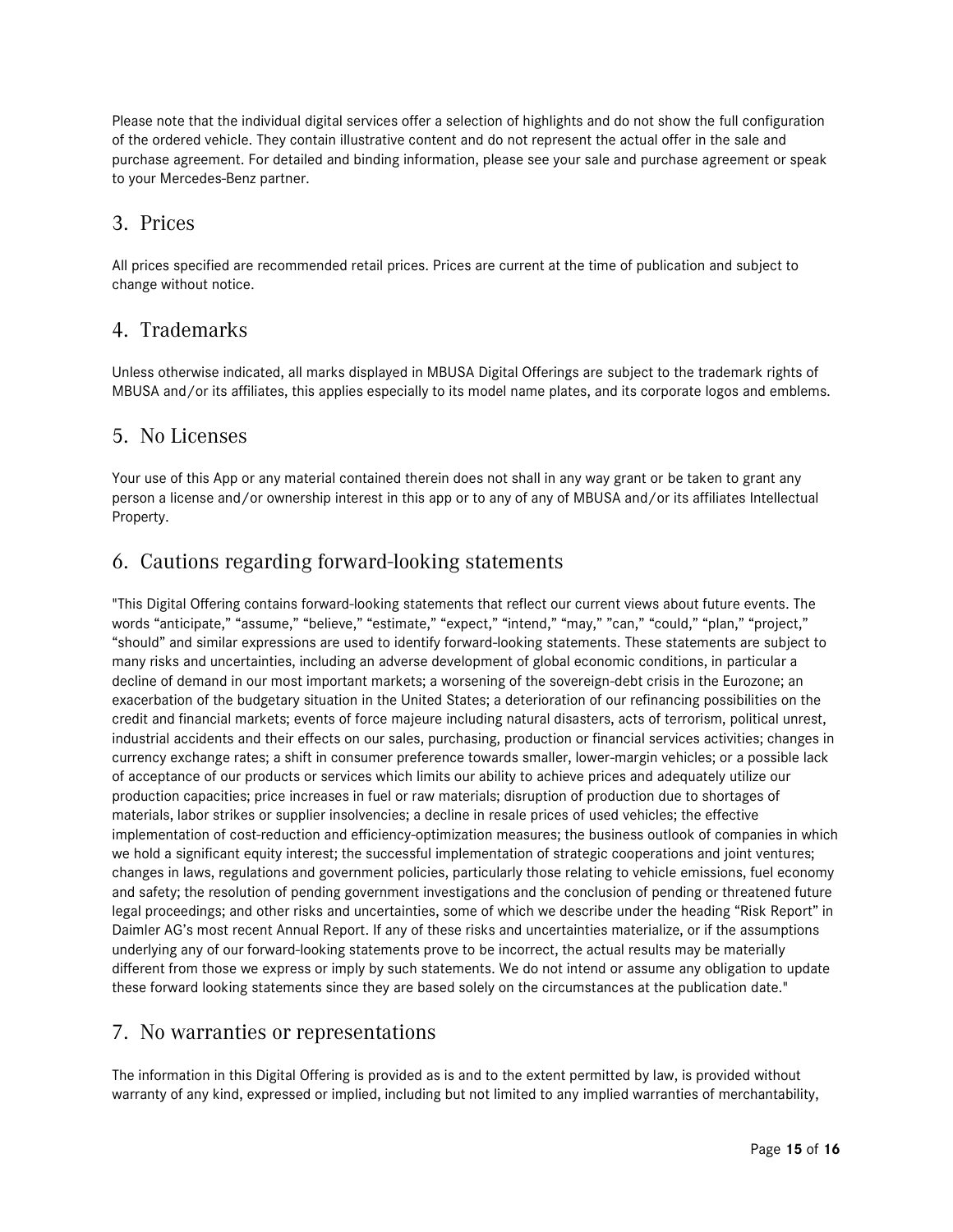Please note that the individual digital services offer a selection of highlights and do not show the full configuration of the ordered vehicle. They contain illustrative content and do not represent the actual offer in the sale and purchase agreement. For detailed and binding information, please see your sale and purchase agreement or speak to your Mercedes-Benz partner.

## 3. Prices

All prices specified are recommended retail prices. Prices are current at the time of publication and subject to change without notice.

## 4. Trademarks

Unless otherwise indicated, all marks displayed in MBUSA Digital Offerings are subject to the trademark rights of MBUSA and/or its affiliates, this applies especially to its model name plates, and its corporate logos and emblems.

## 5. No Licenses

Your use of this App or any material contained therein does not shall in any way grant or be taken to grant any person a license and/or ownership interest in this app or to any of any of MBUSA and/or its affiliates Intellectual Property.

## 6. Cautions regarding forward-looking statements

"This Digital Offering contains forward-looking statements that reflect our current views about future events. The words “anticipate,” “assume,” “believe,” “estimate,” “expect,” “intend,” “may,” ”can,” “could,” “plan,” “project,” “should” and similar expressions are used to identify forward-looking statements. These statements are subject to many risks and uncertainties, including an adverse development of global economic conditions, in particular a decline of demand in our most important markets; a worsening of the sovereign-debt crisis in the Eurozone; an exacerbation of the budgetary situation in the United States; a deterioration of our refinancing possibilities on the credit and financial markets; events of force majeure including natural disasters, acts of terrorism, political unrest, industrial accidents and their effects on our sales, purchasing, production or financial services activities; changes in currency exchange rates; a shift in consumer preference towards smaller, lower-margin vehicles; or a possible lack of acceptance of our products or services which limits our ability to achieve prices and adequately utilize our production capacities; price increases in fuel or raw materials; disruption of production due to shortages of materials, labor strikes or supplier insolvencies; a decline in resale prices of used vehicles; the effective implementation of cost-reduction and efficiency-optimization measures; the business outlook of companies in which we hold a significant equity interest; the successful implementation of strategic cooperations and joint ventures; changes in laws, regulations and government policies, particularly those relating to vehicle emissions, fuel economy and safety; the resolution of pending government investigations and the conclusion of pending or threatened future legal proceedings; and other risks and uncertainties, some of which we describe under the heading “Risk Report” in Daimler AG’s most recent Annual Report. If any of these risks and uncertainties materialize, or if the assumptions underlying any of our forward-looking statements prove to be incorrect, the actual results may be materially different from those we express or imply by such statements. We do not intend or assume any obligation to update these forward looking statements since they are based solely on the circumstances at the publication date."

## 7. No warranties or representations

The information in this Digital Offering is provided as is and to the extent permitted by law, is provided without warranty of any kind, expressed or implied, including but not limited to any implied warranties of merchantability,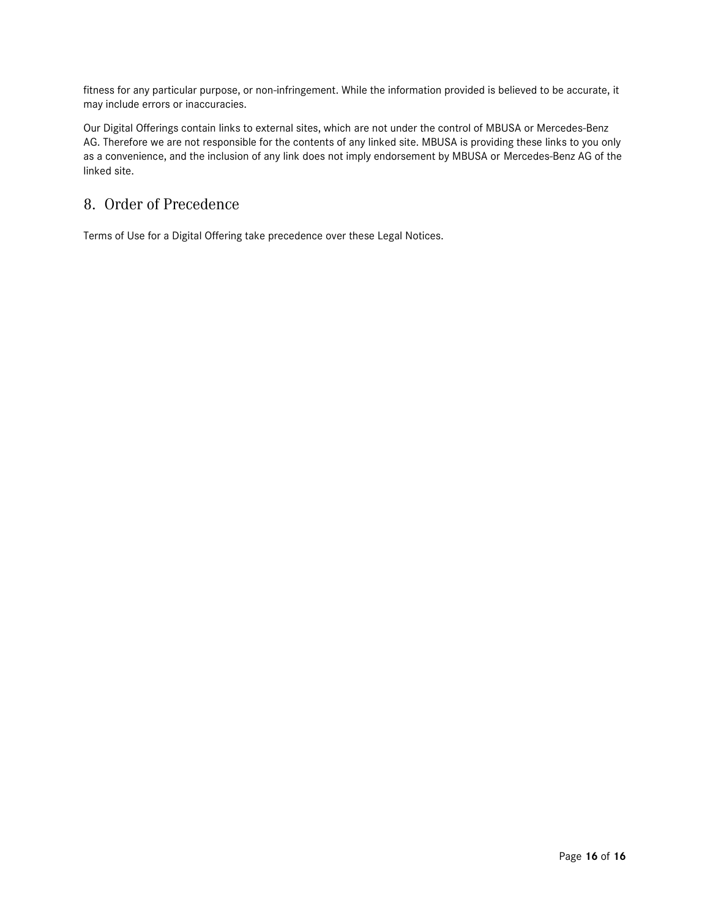fitness for any particular purpose, or non-infringement. While the information provided is believed to be accurate, it may include errors or inaccuracies.

Our Digital Offerings contain links to external sites, which are not under the control of MBUSA or Mercedes-Benz AG. Therefore we are not responsible for the contents of any linked site. MBUSA is providing these links to you only as a convenience, and the inclusion of any link does not imply endorsement by MBUSA or Mercedes-Benz AG of the linked site.

## 8. Order of Precedence

Terms of Use for a Digital Offering take precedence over these Legal Notices.